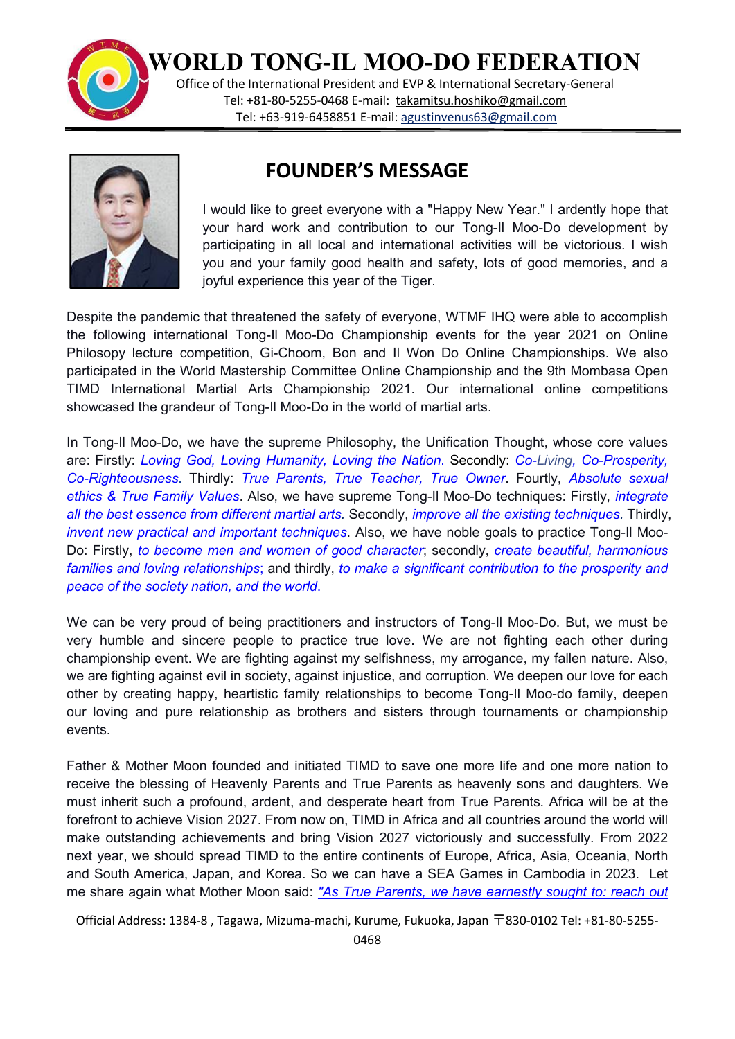# WORLD TONG-IL MOO-DO FEDERATION

Office of the International President and EVP & International Secretary-General
Tel: +81-80-5255-0468 E-mail: takamitsu.hoshiko@gmail.com
Tel: +63-919-6458851 E-mail: agustinvenus63@gmail.com

## FOUNDER'S MESSAGE

I would like to greet everyone with a "Happy New Year." I ardently hope that your hard work and contribution to our Tong-Il Moo-Do development by participating in all local and international activities will be victorious. I wish you and your family good health and safety, lots of good memories, and a joyful experience this year of the Tiger.

Despite the pandemic that threatened the safety of everyone, WTMF IHQ were able to accomplish the following international Tong-Il Moo-Do Championship events for the year 2021 on Online Philosopy lecture competition, Gi-Choom, Bon and Il Won Do Online Championships. We also participated in the World Mastership Committee Online Championship and the 9th Mombasa Open TIMD International Martial Arts Championship 2021. Our international online competitions showcased the grandeur of Tong-Il Moo-Do in the world of martial arts.

In Tong-Il Moo-Do, we have the supreme Philosophy, the Unification Thought, whose core values are: Firstly: *Loving God, Loving Humanity, Loving the Nation*. Secondly: *Co-Living, Co-Prosperity, Co-Righteousness*. Thirdly: *True Parents, True Teacher, True Owner*. Fourtly, *Absolute sexual ethics & True Family Values*. Also, we have supreme Tong-Il Moo-Do techniques: Firstly, *integrate all the best essence from different martial arts.* Secondly, *improve all the existing techniques*. Thirdly, *invent new practical and important techniques*. Also, we have noble goals to practice Tong-Il Moo-Do: Firstly, *to become men and women of good character*; secondly, *create beautiful, harmonious families and loving relationships*; and thirdly, *to make a significant contribution to the prosperity and peace of the society nation, and the world*.

We can be very proud of being practitioners and instructors of Tong-Il Moo-Do. But, we must be very humble and sincere people to practice true love. We are not fighting each other during championship event. We are fighting against my selfishness, my arrogance, my fallen nature. Also, we are fighting against evil in society, against injustice, and corruption. We deepen our love for each other by creating happy, heartistic family relationships to become Tong-Il Moo-do family, deepen our loving and pure relationship as brothers and sisters through tournaments or championship events.

Father & Mother Moon founded and initiated TIMD to save one more life and one more nation to receive the blessing of Heavenly Parents and True Parents as heavenly sons and daughters. We must inherit such a profound, ardent, and desperate heart from True Parents. Africa will be at the forefront to achieve Vision 2027. From now on, TIMD in Africa and all countries around the world will make outstanding achievements and bring Vision 2027 victoriously and successfully. From 2022 next year, we should spread TIMD to the entire continents of Europe, Africa, Asia, Oceania, North and South America, Japan, and Korea. So we can have a SEA Games in Cambodia in 2023. Let me share again what Mother Moon said: *"As True Parents, we have earnestly sought to: reach out*

Official Address: 1384-8 , Tagawa, Mizuma-machi, Kurume, Fukuoka, Japan 〒830-0102 Tel: +81-80-5255-0468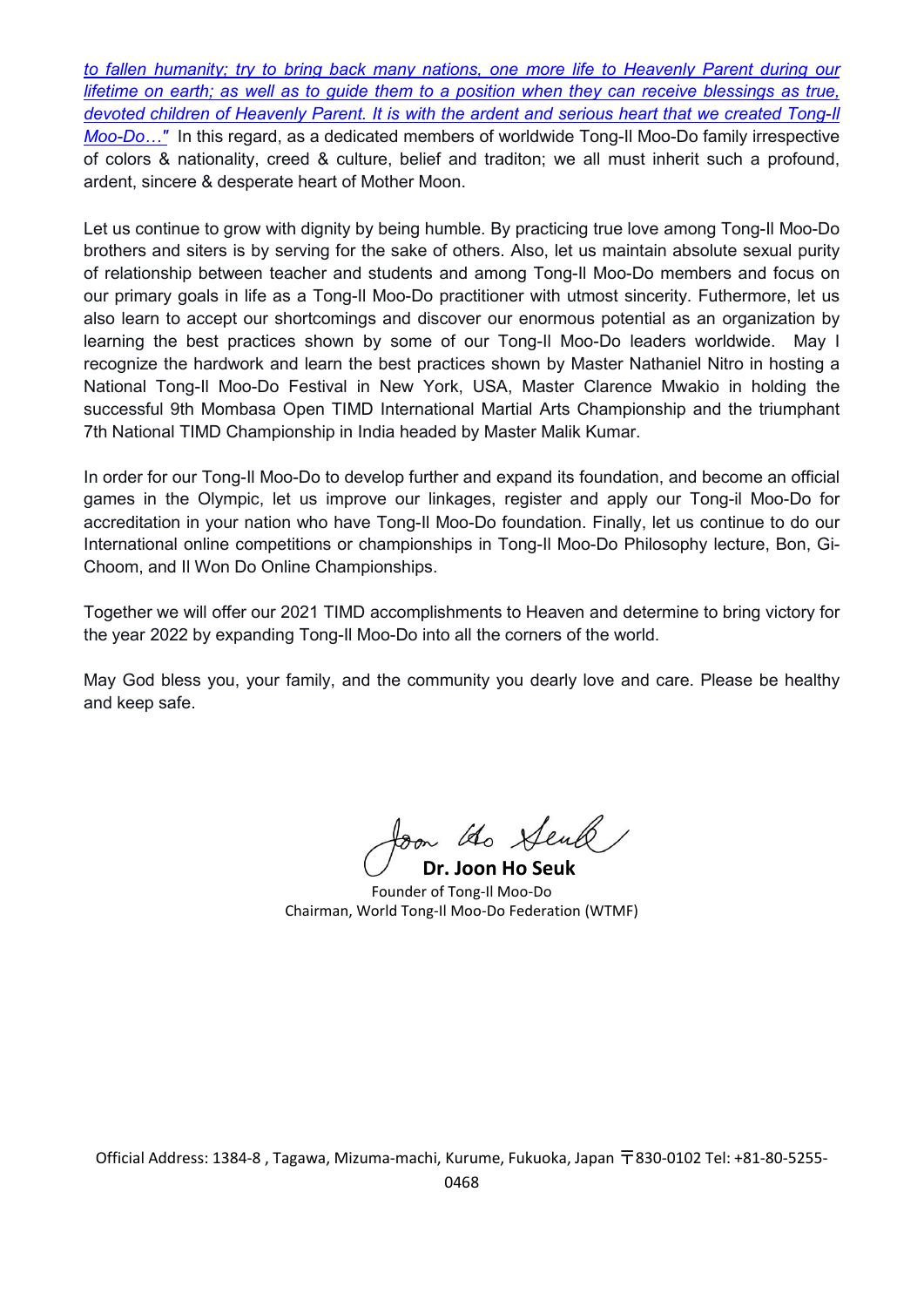*to fallen humanity; try to bring back many nations, one more life to Heavenly Parent during our lifetime on earth; as well as to guide them to a position when they can receive blessings as true, devoted children of Heavenly Parent. It is with the ardent and serious heart that we created Tong-Il Moo-Do…"* In this regard, as a dedicated members of worldwide Tong-Il Moo-Do family irrespective of colors & nationality, creed & culture, belief and traditon; we all must inherit such a profound, ardent, sincere & desperate heart of Mother Moon.

Let us continue to grow with dignity by being humble. By practicing true love among Tong-Il Moo-Do brothers and siters is by serving for the sake of others. Also, let us maintain absolute sexual purity of relationship between teacher and students and among Tong-Il Moo-Do members and focus on our primary goals in life as a Tong-Il Moo-Do practitioner with utmost sincerity. Futhermore, let us also learn to accept our shortcomings and discover our enormous potential as an organization by learning the best practices shown by some of our Tong-Il Moo-Do leaders worldwide. May I recognize the hardwork and learn the best practices shown by Master Nathaniel Nitro in hosting a National Tong-Il Moo-Do Festival in New York, USA, Master Clarence Mwakio in holding the successful 9th Mombasa Open TIMD International Martial Arts Championship and the triumphant 7th National TIMD Championship in India headed by Master Malik Kumar.

In order for our Tong-Il Moo-Do to develop further and expand its foundation, and become an official games in the Olympic, let us improve our linkages, register and apply our Tong-il Moo-Do for accreditation in your nation who have Tong-Il Moo-Do foundation. Finally, let us continue to do our International online competitions or championships in Tong-Il Moo-Do Philosophy lecture, Bon, Gi-Choom, and Il Won Do Online Championships.

Together we will offer our 2021 TIMD accomplishments to Heaven and determine to bring victory for the year 2022 by expanding Tong-Il Moo-Do into all the corners of the world.

May God bless you, your family, and the community you dearly love and care. Please be healthy and keep safe.

**Dr. Joon Ho Seuk**
Founder of Tong-Il Moo-Do
Chairman, World Tong-Il Moo-Do Federation (WTMF)

Official Address: 1384-8 , Tagawa, Mizuma-machi, Kurume, Fukuoka, Japan 〒830-0102 Tel: +81-80-5255-0468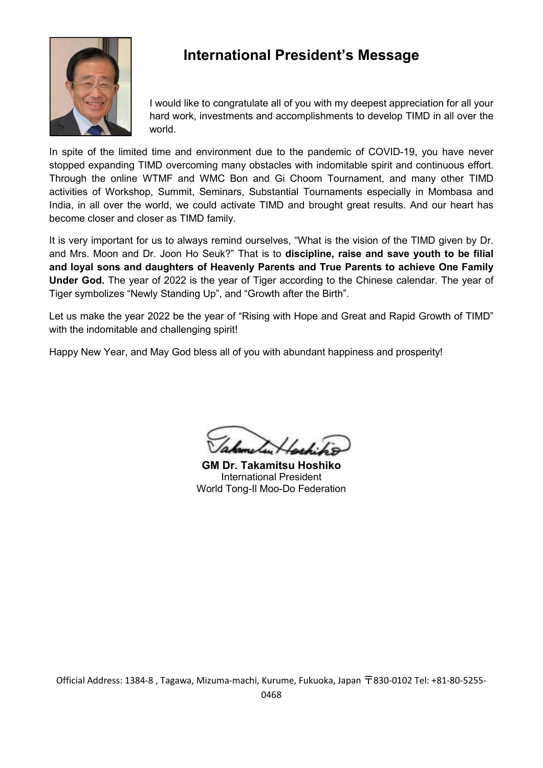# International President's Message

I would like to congratulate all of you with my deepest appreciation for all your hard work, investments and accomplishments to develop TIMD in all over the world.

In spite of the limited time and environment due to the pandemic of COVID-19, you have never stopped expanding TIMD overcoming many obstacles with indomitable spirit and continuous effort. Through the online WTMF and WMC Bon and Gi Choom Tournament, and many other TIMD activities of Workshop, Summit, Seminars, Substantial Tournaments especially in Mombasa and India, in all over the world, we could activate TIMD and brought great results. And our heart has become closer and closer as TIMD family.

It is very important for us to always remind ourselves, "What is the vision of the TIMD given by Dr. and Mrs. Moon and Dr. Joon Ho Seuk?" That is to **discipline, raise and save youth to be filial and loyal sons and daughters of Heavenly Parents and True Parents to achieve One Family Under God.** The year of 2022 is the year of Tiger according to the Chinese calendar. The year of Tiger symbolizes "Newly Standing Up", and "Growth after the Birth".

Let us make the year 2022 be the year of "Rising with Hope and Great and Rapid Growth of TIMD" with the indomitable and challenging spirit!

Happy New Year, and May God bless all of you with abundant happiness and prosperity!

**GM Dr. Takamitsu Hoshiko**
International President
World Tong-Il Moo-Do Federation

Official Address: 1384-8 , Tagawa, Mizuma-machi, Kurume, Fukuoka, Japan 〒830-0102 Tel: +81-80-5255-0468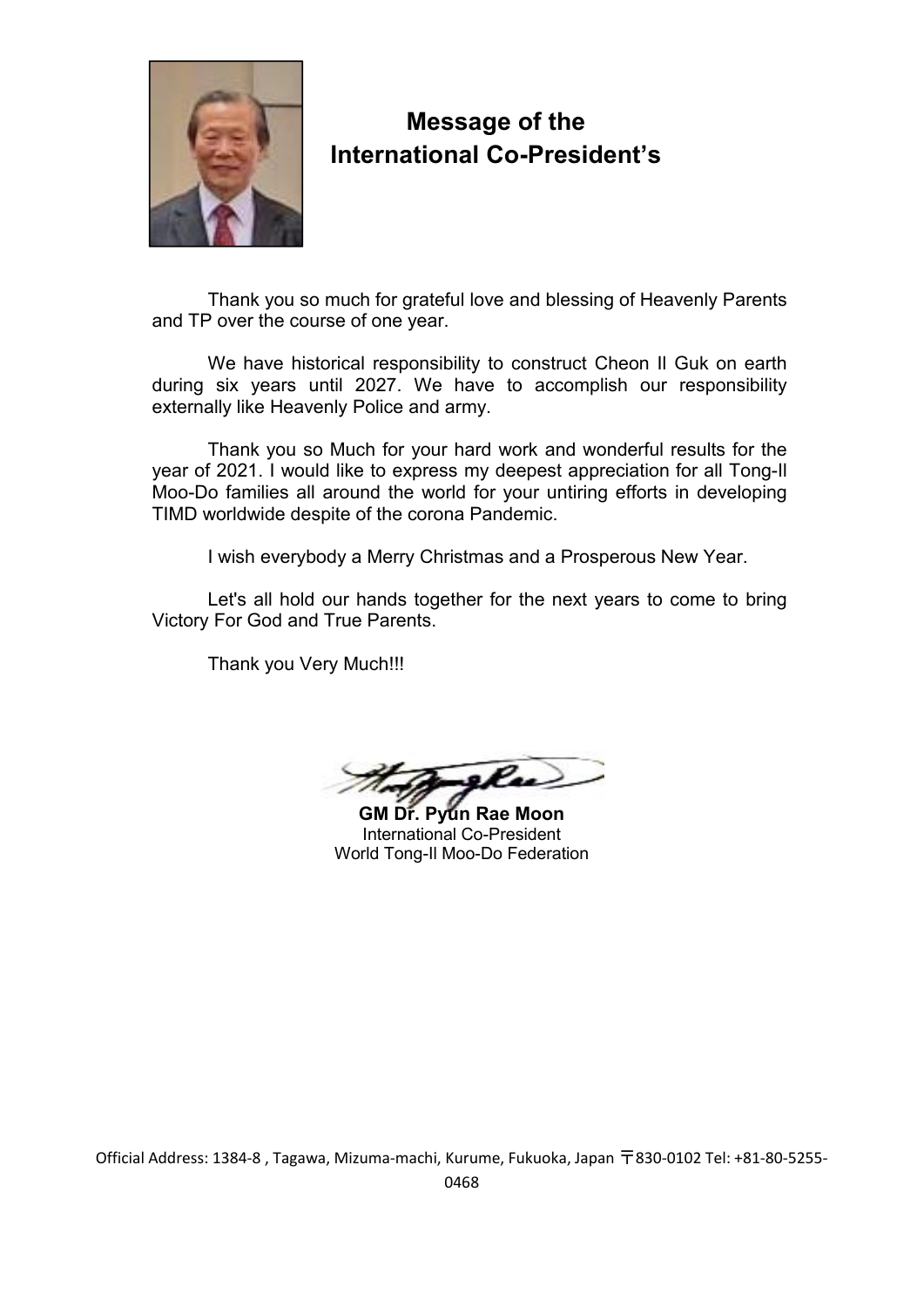# Message of the International Co-President's

Thank you so much for grateful love and blessing of Heavenly Parents and TP over the course of one year.

We have historical responsibility to construct Cheon Il Guk on earth during six years until 2027. We have to accomplish our responsibility externally like Heavenly Police and army.

Thank you so Much for your hard work and wonderful results for the year of 2021. I would like to express my deepest appreciation for all Tong-Il Moo-Do families all around the world for your untiring efforts in developing TIMD worldwide despite of the corona Pandemic.

I wish everybody a Merry Christmas and a Prosperous New Year.

Let's all hold our hands together for the next years to come to bring Victory For God and True Parents.

Thank you Very Much!!!

**GM Dr. Pyun Rae Moon**
International Co-President
World Tong-Il Moo-Do Federation

Official Address: 1384-8 , Tagawa, Mizuma-machi, Kurume, Fukuoka, Japan 〒830-0102 Tel: +81-80-5255-0468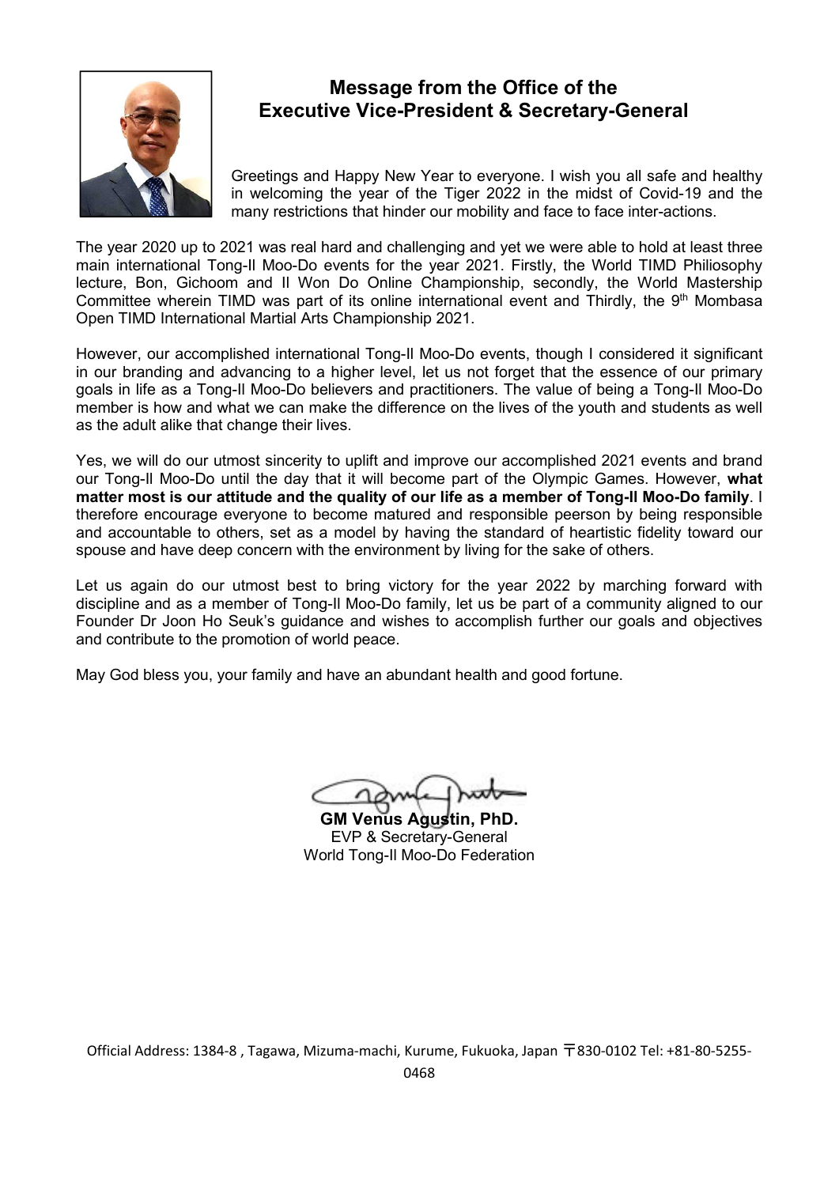## Message from the Office of the Executive Vice-President & Secretary-General

Greetings and Happy New Year to everyone. I wish you all safe and healthy in welcoming the year of the Tiger 2022 in the midst of Covid-19 and the many restrictions that hinder our mobility and face to face inter-actions.

The year 2020 up to 2021 was real hard and challenging and yet we were able to hold at least three main international Tong-Il Moo-Do events for the year 2021. Firstly, the World TIMD Philiosophy lecture, Bon, Gichoom and Il Won Do Online Championship, secondly, the World Mastership Committee wherein TIMD was part of its online international event and Thirdly, the 9th Mombasa Open TIMD International Martial Arts Championship 2021.

However, our accomplished international Tong-Il Moo-Do events, though I considered it significant in our branding and advancing to a higher level, let us not forget that the essence of our primary goals in life as a Tong-Il Moo-Do believers and practitioners. The value of being a Tong-Il Moo-Do member is how and what we can make the difference on the lives of the youth and students as well as the adult alike that change their lives.

Yes, we will do our utmost sincerity to uplift and improve our accomplished 2021 events and brand our Tong-Il Moo-Do until the day that it will become part of the Olympic Games. However, **what matter most is our attitude and the quality of our life as a member of Tong-Il Moo-Do family**. I therefore encourage everyone to become matured and responsible peerson by being responsible and accountable to others, set as a model by having the standard of heartistic fidelity toward our spouse and have deep concern with the environment by living for the sake of others.

Let us again do our utmost best to bring victory for the year 2022 by marching forward with discipline and as a member of Tong-Il Moo-Do family, let us be part of a community aligned to our Founder Dr Joon Ho Seuk's guidance and wishes to accomplish further our goals and objectives and contribute to the promotion of world peace.

May God bless you, your family and have an abundant health and good fortune.

**GM Venus Agustin, PhD.**
EVP & Secretary-General
World Tong-Il Moo-Do Federation

Official Address: 1384-8 , Tagawa, Mizuma-machi, Kurume, Fukuoka, Japan 〒830-0102 Tel: +81-80-5255-0468